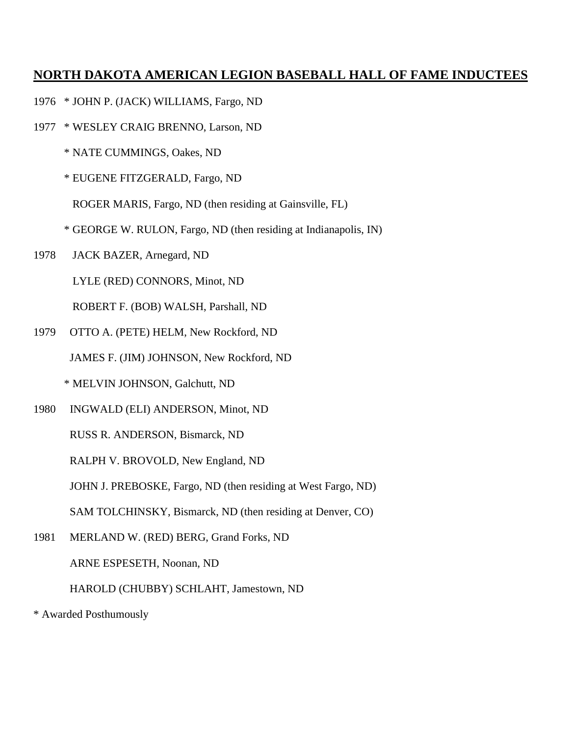## NORTH DAKOTA AMERICAN LEGION BASEBALL HALL OF FAME INDUCTEES

1976 * JOHN P. (JACK) WILLIAMS, Fargo, ND

1977 * WESLEY CRAIG BRENNO, Larson, ND

* NATE CUMMINGS, Oakes, ND

* EUGENE FITZGERALD, Fargo, ND

ROGER MARIS, Fargo, ND (then residing at Gainsville, FL)

* GEORGE W. RULON, Fargo, ND (then residing at Indianapolis, IN)

1978 JACK BAZER, Arnegard, ND

LYLE (RED) CONNORS, Minot, ND

ROBERT F. (BOB) WALSH, Parshall, ND

1979 OTTO A. (PETE) HELM, New Rockford, ND

JAMES F. (JIM) JOHNSON, New Rockford, ND

* MELVIN JOHNSON, Galchutt, ND

1980 INGWALD (ELI) ANDERSON, Minot, ND

RUSS R. ANDERSON, Bismarck, ND

RALPH V. BROVOLD, New England, ND

JOHN J. PREBOSKE, Fargo, ND (then residing at West Fargo, ND)

SAM TOLCHINSKY, Bismarck, ND (then residing at Denver, CO)

1981 MERLAND W. (RED) BERG, Grand Forks, ND

ARNE ESPESETH, Noonan, ND

HAROLD (CHUBBY) SCHLAHT, Jamestown, ND

* Awarded Posthumously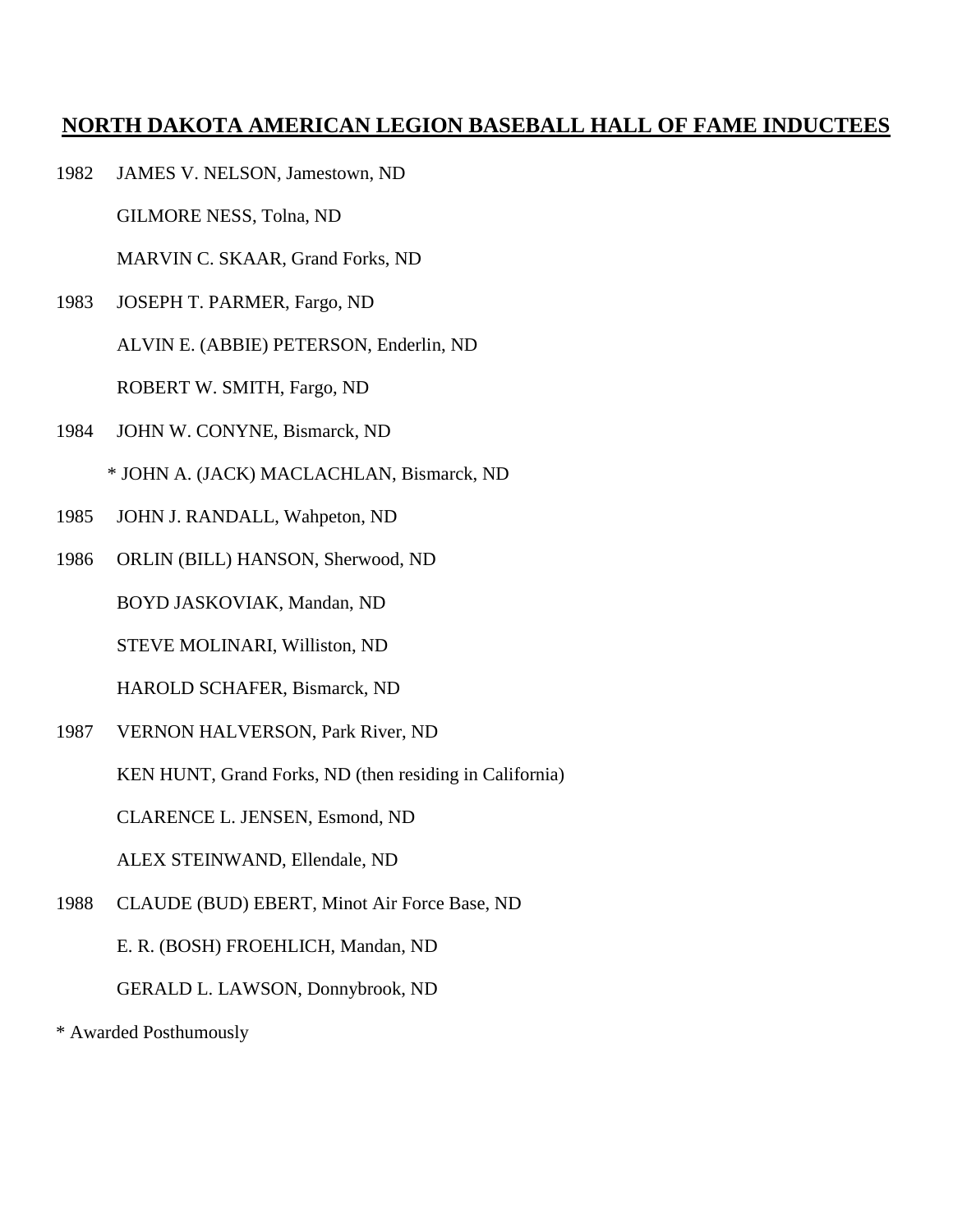# NORTH DAKOTA AMERICAN LEGION BASEBALL HALL OF FAME INDUCTEES

1982 JAMES V. NELSON, Jamestown, ND

GILMORE NESS, Tolna, ND

MARVIN C. SKAAR, Grand Forks, ND

1983 JOSEPH T. PARMER, Fargo, ND

ALVIN E. (ABBIE) PETERSON, Enderlin, ND

ROBERT W. SMITH, Fargo, ND

1984 JOHN W. CONYNE, Bismarck, ND

\* JOHN A. (JACK) MACLACHLAN, Bismarck, ND

1985 JOHN J. RANDALL, Wahpeton, ND

1986 ORLIN (BILL) HANSON, Sherwood, ND

BOYD JASKOVIAK, Mandan, ND

STEVE MOLINARI, Williston, ND

HAROLD SCHAFER, Bismarck, ND

1987 VERNON HALVERSON, Park River, ND

KEN HUNT, Grand Forks, ND (then residing in California)

CLARENCE L. JENSEN, Esmond, ND

ALEX STEINWAND, Ellendale, ND

1988 CLAUDE (BUD) EBERT, Minot Air Force Base, ND

E. R. (BOSH) FROEHLICH, Mandan, ND

GERALD L. LAWSON, Donnybrook, ND

\* Awarded Posthumously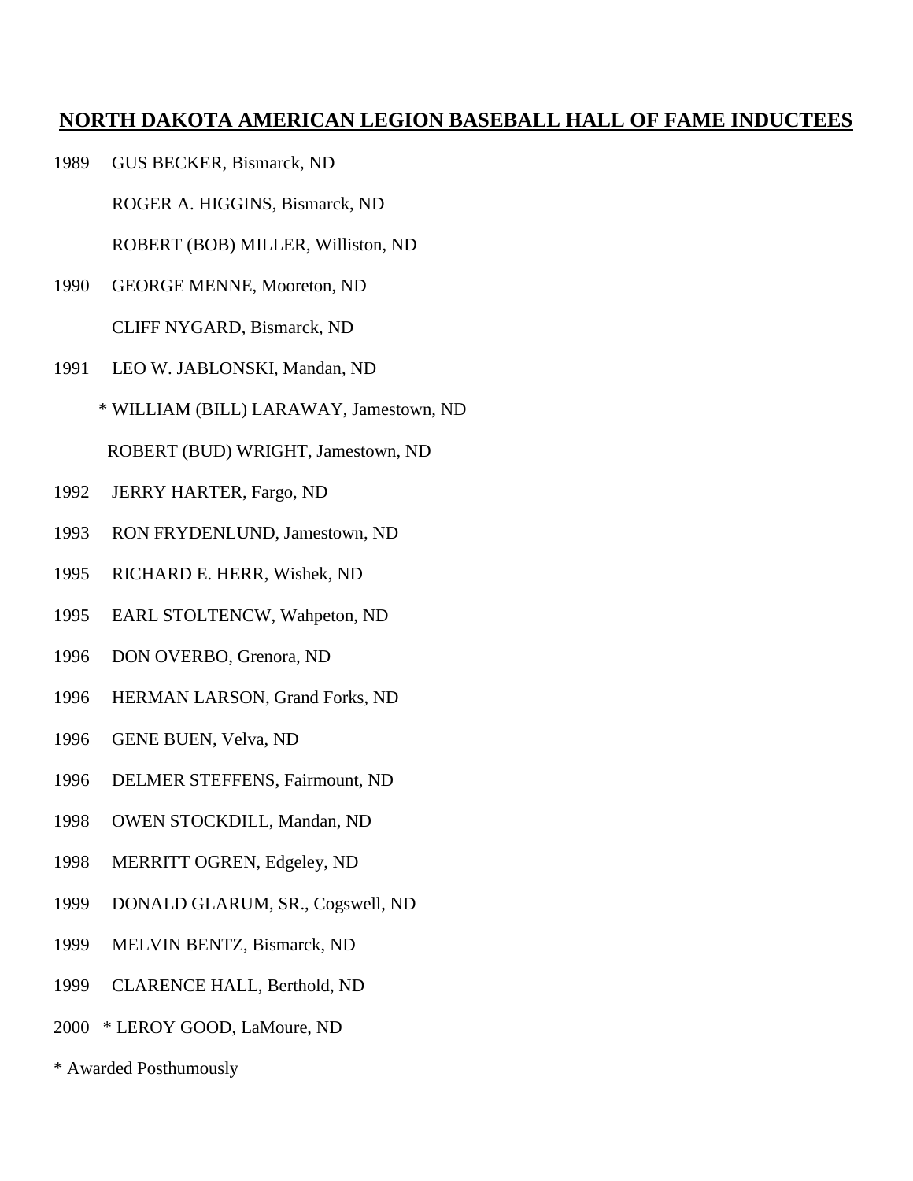# NORTH DAKOTA AMERICAN LEGION BASEBALL HALL OF FAME INDUCTEES

1989 GUS BECKER, Bismarck, ND

ROGER A. HIGGINS, Bismarck, ND

ROBERT (BOB) MILLER, Williston, ND

1990 GEORGE MENNE, Mooreton, ND

CLIFF NYGARD, Bismarck, ND

1991 LEO W. JABLONSKI, Mandan, ND

\* WILLIAM (BILL) LARAWAY, Jamestown, ND

ROBERT (BUD) WRIGHT, Jamestown, ND

1992 JERRY HARTER, Fargo, ND

1993 RON FRYDENLUND, Jamestown, ND

1995 RICHARD E. HERR, Wishek, ND

1995 EARL STOLTENCW, Wahpeton, ND

1996 DON OVERBO, Grenora, ND

1996 HERMAN LARSON, Grand Forks, ND

1996 GENE BUEN, Velva, ND

1996 DELMER STEFFENS, Fairmount, ND

1998 OWEN STOCKDILL, Mandan, ND

1998 MERRITT OGREN, Edgeley, ND

1999 DONALD GLARUM, SR., Cogswell, ND

1999 MELVIN BENTZ, Bismarck, ND

1999 CLARENCE HALL, Berthold, ND

2000 * LEROY GOOD, LaMoure, ND

\* Awarded Posthumously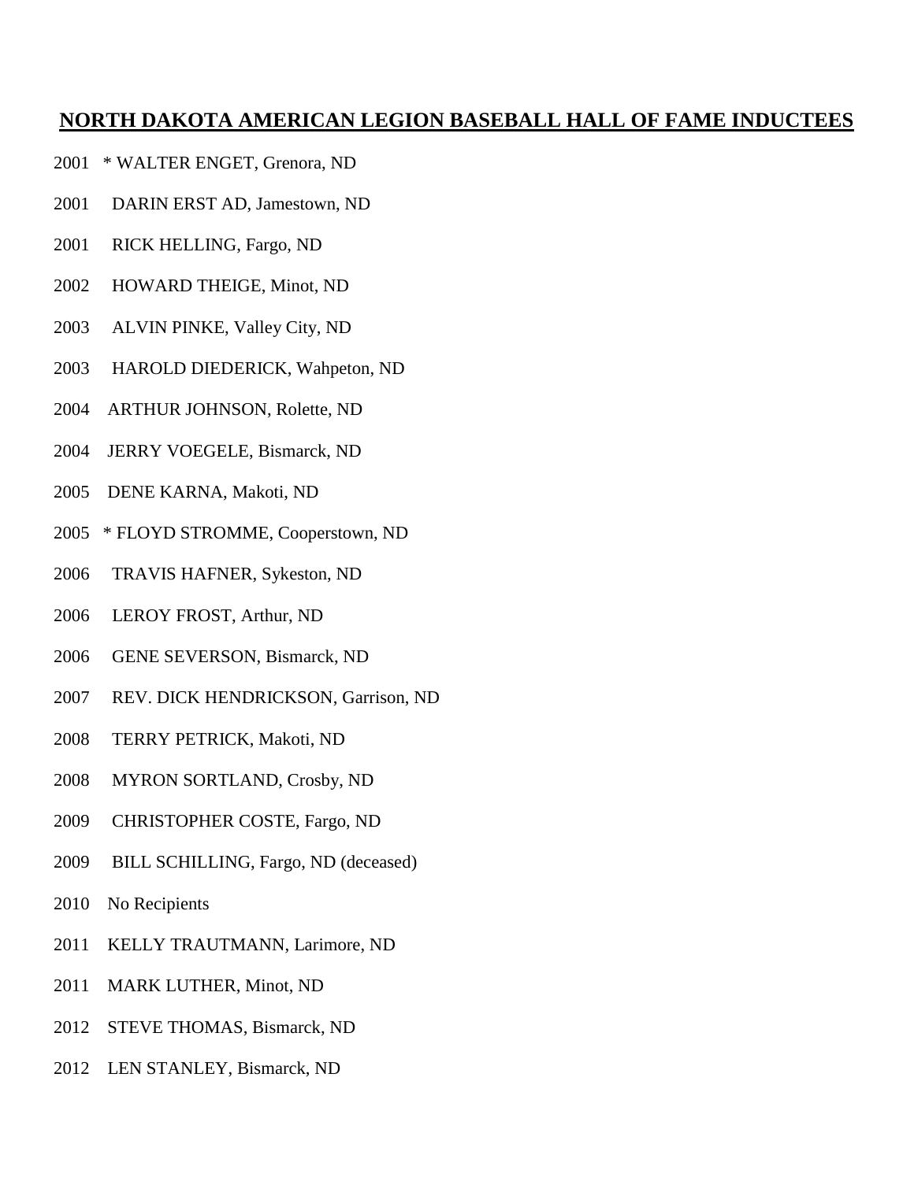# NORTH DAKOTA AMERICAN LEGION BASEBALL HALL OF FAME INDUCTEES

2001 * WALTER ENGET, Grenora, ND

2001 DARIN ERST AD, Jamestown, ND

2001 RICK HELLING, Fargo, ND

2002 HOWARD THEIGE, Minot, ND

2003 ALVIN PINKE, Valley City, ND

2003 HAROLD DIEDERICK, Wahpeton, ND

2004 ARTHUR JOHNSON, Rolette, ND

2004 JERRY VOEGELE, Bismarck, ND

2005 DENE KARNA, Makoti, ND

2005 * FLOYD STROMME, Cooperstown, ND

2006 TRAVIS HAFNER, Sykeston, ND

2006 LEROY FROST, Arthur, ND

2006 GENE SEVERSON, Bismarck, ND

2007 REV. DICK HENDRICKSON, Garrison, ND

2008 TERRY PETRICK, Makoti, ND

2008 MYRON SORTLAND, Crosby, ND

2009 CHRISTOPHER COSTE, Fargo, ND

2009 BILL SCHILLING, Fargo, ND (deceased)

2010 No Recipients

2011 KELLY TRAUTMANN, Larimore, ND

2011 MARK LUTHER, Minot, ND

2012 STEVE THOMAS, Bismarck, ND

2012 LEN STANLEY, Bismarck, ND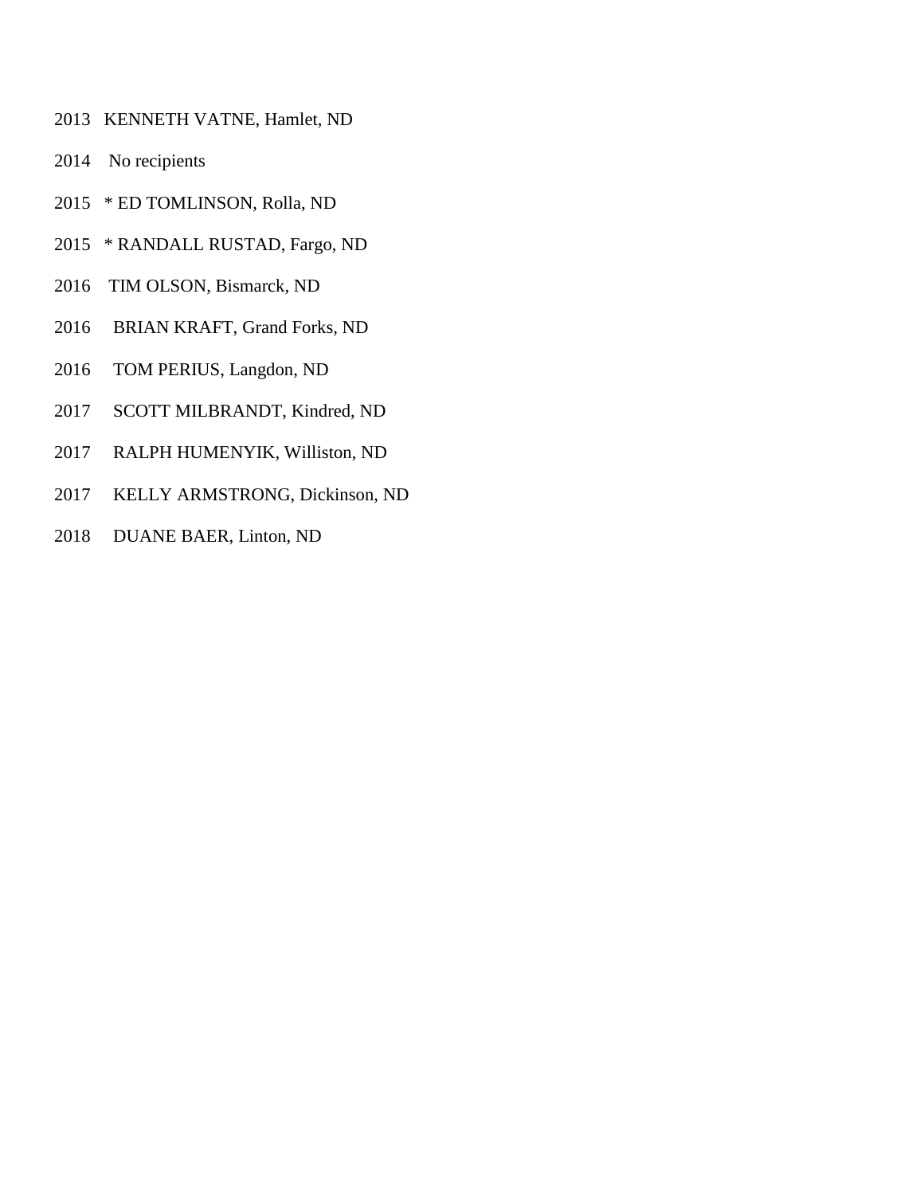2013 KENNETH VATNE, Hamlet, ND

2014 No recipients

2015 * ED TOMLINSON, Rolla, ND

2015 * RANDALL RUSTAD, Fargo, ND

2016 TIM OLSON, Bismarck, ND

2016 BRIAN KRAFT, Grand Forks, ND

2016 TOM PERIUS, Langdon, ND

2017 SCOTT MILBRANDT, Kindred, ND

2017 RALPH HUMENYIK, Williston, ND

2017 KELLY ARMSTRONG, Dickinson, ND

2018 DUANE BAER, Linton, ND